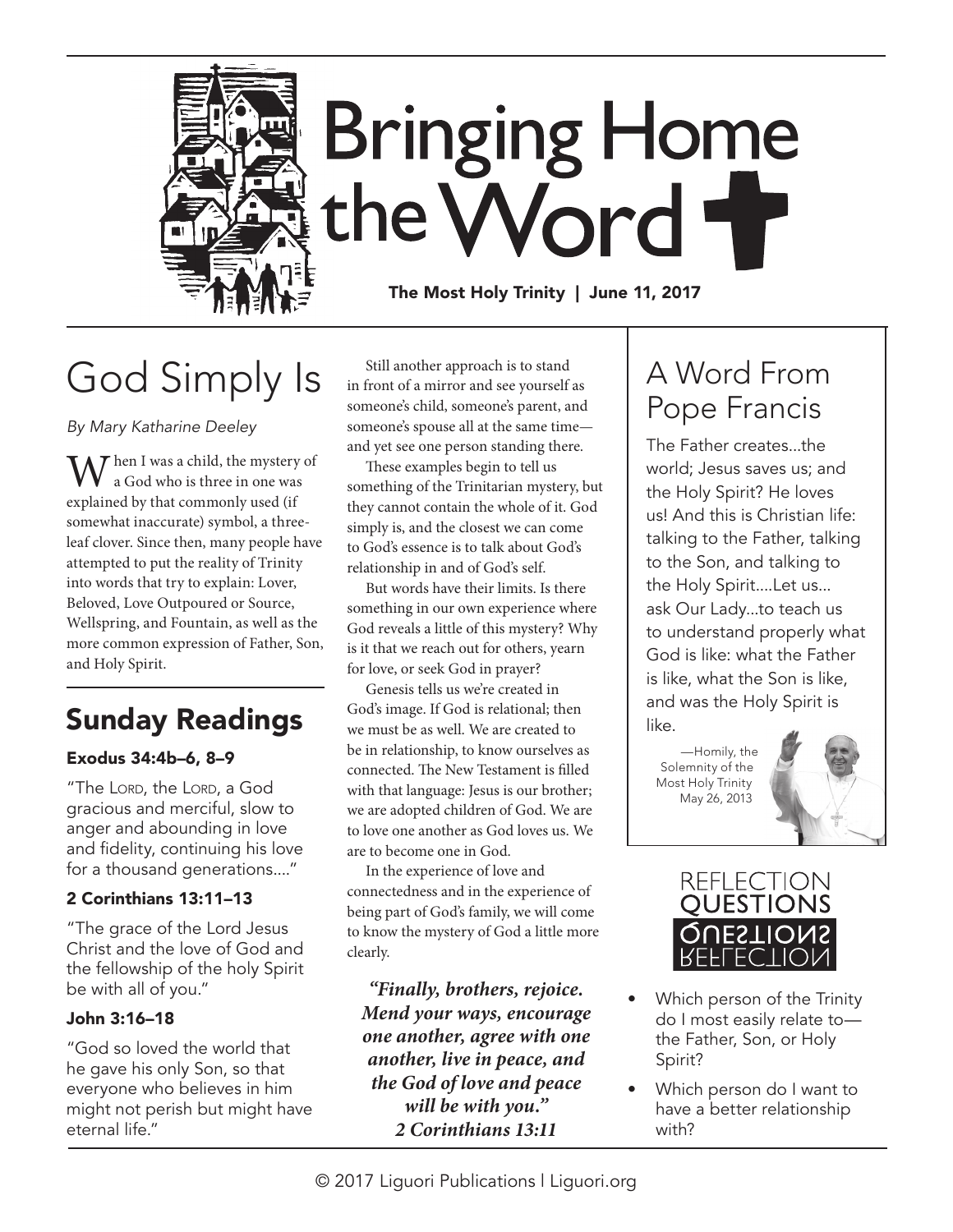# Bringing Home the Word

**The Most Holy Trinity | June 11, 2017**

## God Simply Is

*By Mary Katharine Deeley*

When I was a child, the mystery of a God who is three in one was explained by that commonly used (if somewhat inaccurate) symbol, a three-leaf clover. Since then, many people have attempted to put the reality of Trinity into words that try to explain: Lover, Beloved, Love Outpoured or Source, Wellspring, and Fountain, as well as the more common expression of Father, Son, and Holy Spirit.

Still another approach is to stand in front of a mirror and see yourself as someone's child, someone's parent, and someone's spouse all at the same time—and yet see one person standing there.

These examples begin to tell us something of the Trinitarian mystery, but they cannot contain the whole of it. God simply is, and the closest we can come to God's essence is to talk about God's relationship in and of God's self.

But words have their limits. Is there something in our own experience where God reveals a little of this mystery? Why is it that we reach out for others, yearn for love, or seek God in prayer?

Genesis tells us we're created in God's image. If God is relational; then we must be as well. We are created to be in relationship, to know ourselves as connected. The New Testament is filled with that language: Jesus is our brother; we are adopted children of God. We are to love one another as God loves us. We are to become one in God.

In the experience of love and connectedness and in the experience of being part of God's family, we will come to know the mystery of God a little more clearly.

***"Finally, brothers, rejoice. Mend your ways, encourage one another, agree with one another, live in peace, and the God of love and peace will be with you."***
***2 Corinthians 13:11***

## Sunday Readings

### Exodus 34:4b–6, 8–9

"The Lord, the Lord, a God gracious and merciful, slow to anger and abounding in love and fidelity, continuing his love for a thousand generations...."

### 2 Corinthians 13:11–13

"The grace of the Lord Jesus Christ and the love of God and the fellowship of the holy Spirit be with all of you."

### John 3:16–18

"God so loved the world that he gave his only Son, so that everyone who believes in him might not perish but might have eternal life."

## A Word From Pope Francis

The Father creates...the world; Jesus saves us; and the Holy Spirit? He loves us! And this is Christian life: talking to the Father, talking to the Son, and talking to the Holy Spirit....Let us...ask Our Lady...to teach us to understand properly what God is like: what the Father is like, what the Son is like, and was the Holy Spirit is like.

—Homily, the Solemnity of the Most Holy Trinity May 26, 2013

## Reflection Questions

- Which person of the Trinity do I most easily relate to—the Father, Son, or Holy Spirit?
- Which person do I want to have a better relationship with?

© 2017 Liguori Publications | Liguori.org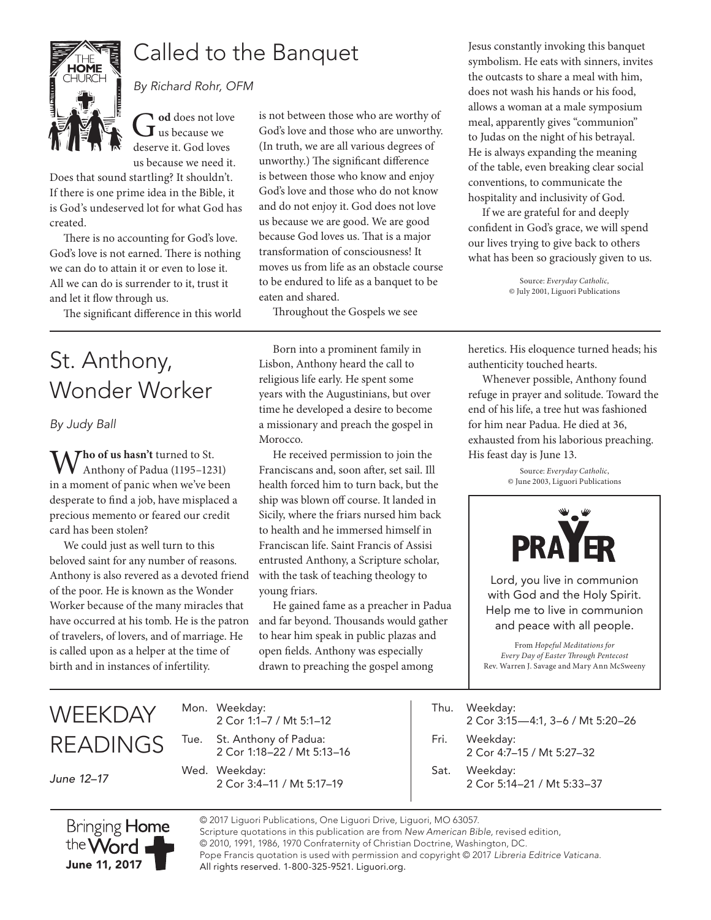# Called to the Banquet

*By Richard Rohr, OFM*

**God** does not love us because we deserve it. God loves us because we need it. Does that sound startling? It shouldn't. If there is one prime idea in the Bible, it is God's undeserved lot for what God has created.

There is no accounting for God's love. God's love is not earned. There is nothing we can do to attain it or even to lose it. All we can do is surrender to it, trust it and let it flow through us.

The significant difference in this world is not between those who are worthy of God's love and those who are unworthy. (In truth, we are all various degrees of unworthy.) The significant difference is between those who know and enjoy God's love and those who do not know and do not enjoy it. God does not love us because we are good. We are good because God loves us. That is a major transformation of consciousness! It moves us from life as an obstacle course to be endured to life as a banquet to be eaten and shared.

Throughout the Gospels we see Jesus constantly invoking this banquet symbolism. He eats with sinners, invites the outcasts to share a meal with him, does not wash his hands or his food, allows a woman at a male symposium meal, apparently gives "communion" to Judas on the night of his betrayal. He is always expanding the meaning of the table, even breaking clear social conventions, to communicate the hospitality and inclusivity of God.

If we are grateful for and deeply confident in God's grace, we will spend our lives trying to give back to others what has been so graciously given to us.

Source: *Everyday Catholic*, © July 2001, Liguori Publications

# St. Anthony, Wonder Worker

*By Judy Ball*

**Who of us hasn't** turned to St. Anthony of Padua (1195–1231) in a moment of panic when we've been desperate to find a job, have misplaced a precious memento or feared our credit card has been stolen?

We could just as well turn to this beloved saint for any number of reasons. Anthony is also revered as a devoted friend of the poor. He is known as the Wonder Worker because of the many miracles that have occurred at his tomb. He is the patron of travelers, of lovers, and of marriage. He is called upon as a helper at the time of birth and in instances of infertility.

Born into a prominent family in Lisbon, Anthony heard the call to religious life early. He spent some years with the Augustinians, but over time he developed a desire to become a missionary and preach the gospel in Morocco.

He received permission to join the Franciscans and, soon after, set sail. Ill health forced him to turn back, but the ship was blown off course. It landed in Sicily, where the friars nursed him back to health and he immersed himself in Franciscan life. Saint Francis of Assisi entrusted Anthony, a Scripture scholar, with the task of teaching theology to young friars.

He gained fame as a preacher in Padua and far beyond. Thousands would gather to hear him speak in public plazas and open fields. Anthony was especially drawn to preaching the gospel among heretics. His eloquence turned heads; his authenticity touched hearts.

Whenever possible, Anthony found refuge in prayer and solitude. Toward the end of his life, a tree hut was fashioned for him near Padua. He died at 36, exhausted from his laborious preaching. His feast day is June 13.

Source: *Everyday Catholic*, © June 2003, Liguori Publications

## PRAYER

Lord, you live in communion with God and the Holy Spirit. Help me to live in communion and peace with all people.

From *Hopeful Meditations for Every Day of Easter Through Pentecost*
Rev. Warren J. Savage and Mary Ann McSweeny

# WEEKDAY READINGS

*June 12–17*

| | |
|---|---|
| Mon. | Weekday: 2 Cor 1:1–7 / Mt 5:1–12 |
| Tue. | St. Anthony of Padua: 2 Cor 1:18–22 / Mt 5:13–16 |
| Wed. | Weekday: 2 Cor 3:4–11 / Mt 5:17–19 |
| Thu. | Weekday: 2 Cor 3:15—4:1, 3–6 / Mt 5:20–26 |
| Fri. | Weekday: 2 Cor 4:7–15 / Mt 5:27–32 |
| Sat. | Weekday: 2 Cor 5:14–21 / Mt 5:33–37 |

Bringing Home the Word
June 11, 2017

© 2017 Liguori Publications, One Liguori Drive, Liguori, MO 63057.
Scripture quotations in this publication are from *New American Bible*, revised edition, © 2010, 1991, 1986, 1970 Confraternity of Christian Doctrine, Washington, DC.
Pope Francis quotation is used with permission and copyright © 2017 *Libreria Editrice Vaticana*.
All rights reserved. 1-800-325-9521. Liguori.org.